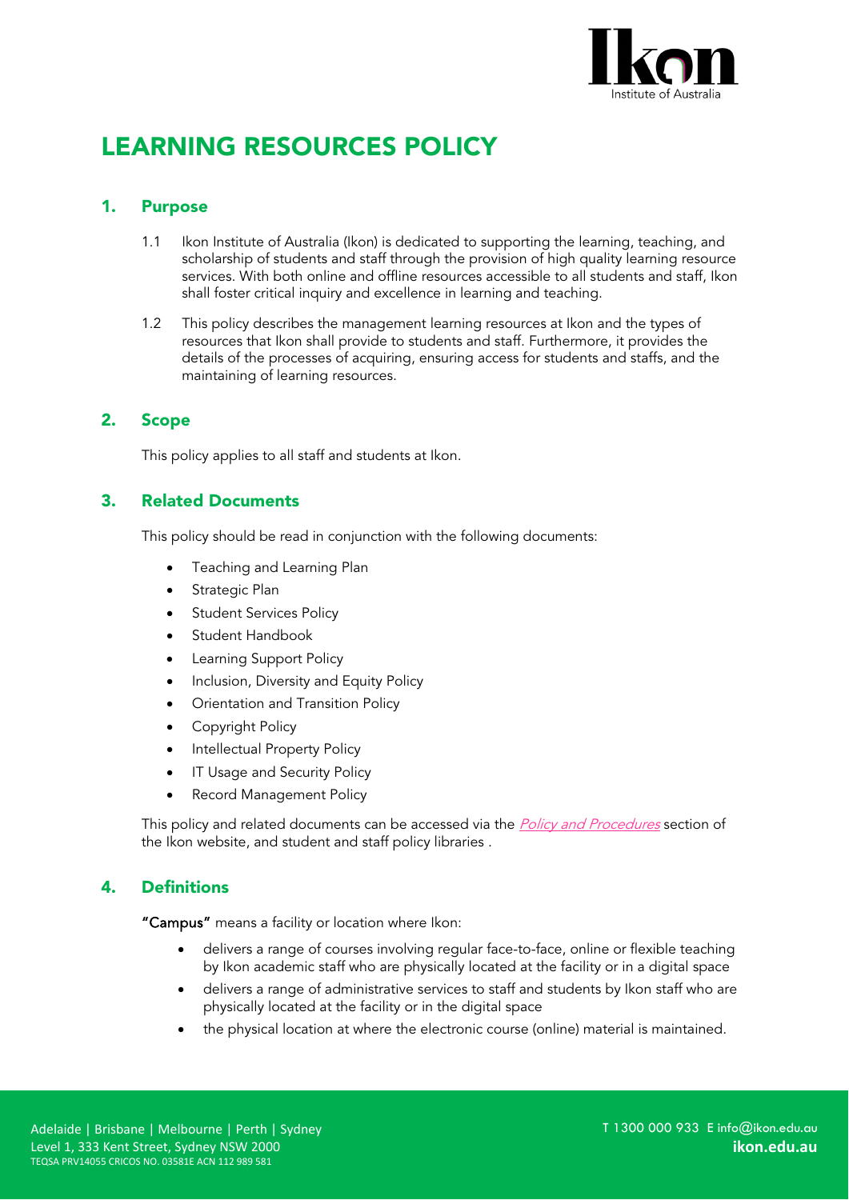# LEARNING RESOURCES POLICY

## 1. Purpose

1.1 Ikon Institute of Australia (Ikon) is dedicated to supporting the learning, teaching, and scholarship of students and staff through the provision of high quality learning resource services. With both online and offline resources accessible to all students and staff, Ikon shall foster critical inquiry and excellence in learning and teaching.

1.2 This policy describes the management learning resources at Ikon and the types of resources that Ikon shall provide to students and staff. Furthermore, it provides the details of the processes of acquiring, ensuring access for students and staffs, and the maintaining of learning resources.

## 2. Scope

This policy applies to all staff and students at Ikon.

## 3. Related Documents

This policy should be read in conjunction with the following documents:

- Teaching and Learning Plan
- Strategic Plan
- Student Services Policy
- Student Handbook
- Learning Support Policy
- Inclusion, Diversity and Equity Policy
- Orientation and Transition Policy
- Copyright Policy
- Intellectual Property Policy
- IT Usage and Security Policy
- Record Management Policy

This policy and related documents can be accessed via the *Policy and Procedures* section of the Ikon website, and student and staff policy libraries .

## 4. Definitions

**"Campus"** means a facility or location where Ikon:

- delivers a range of courses involving regular face-to-face, online or flexible teaching by Ikon academic staff who are physically located at the facility or in a digital space
- delivers a range of administrative services to staff and students by Ikon staff who are physically located at the facility or in the digital space
- the physical location at where the electronic course (online) material is maintained.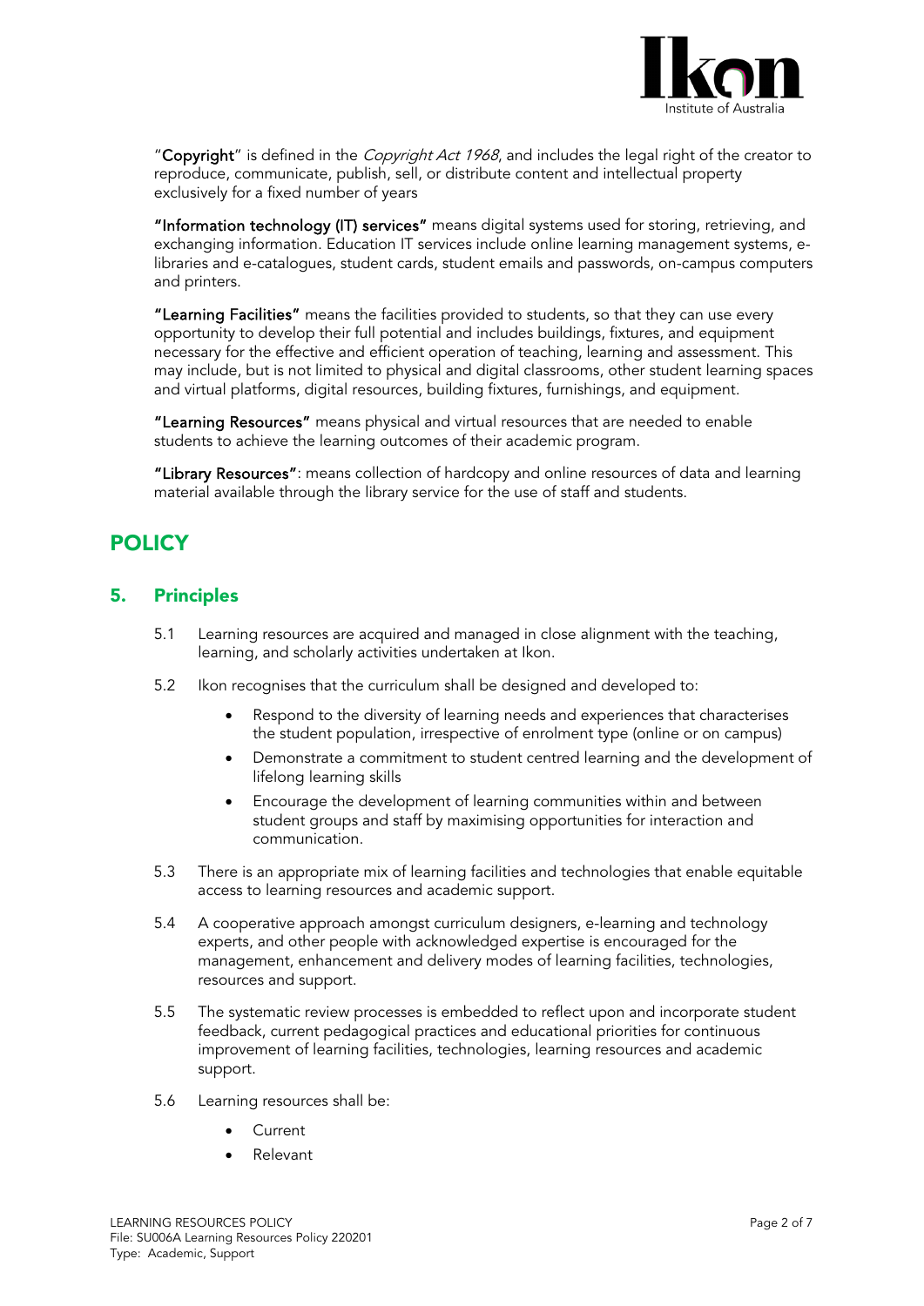"**Copyright**" is defined in the *Copyright Act 1968*, and includes the legal right of the creator to reproduce, communicate, publish, sell, or distribute content and intellectual property exclusively for a fixed number of years

**"Information technology (IT) services"** means digital systems used for storing, retrieving, and exchanging information. Education IT services include online learning management systems, e-libraries and e-catalogues, student cards, student emails and passwords, on-campus computers and printers.

**"Learning Facilities"** means the facilities provided to students, so that they can use every opportunity to develop their full potential and includes buildings, fixtures, and equipment necessary for the effective and efficient operation of teaching, learning and assessment. This may include, but is not limited to physical and digital classrooms, other student learning spaces and virtual platforms, digital resources, building fixtures, furnishings, and equipment.

**"Learning Resources"** means physical and virtual resources that are needed to enable students to achieve the learning outcomes of their academic program.

**"Library Resources"**: means collection of hardcopy and online resources of data and learning material available through the library service for the use of staff and students.

# POLICY

## 5. Principles

5.1 Learning resources are acquired and managed in close alignment with the teaching, learning, and scholarly activities undertaken at Ikon.

5.2 Ikon recognises that the curriculum shall be designed and developed to:

- Respond to the diversity of learning needs and experiences that characterises the student population, irrespective of enrolment type (online or on campus)
- Demonstrate a commitment to student centred learning and the development of lifelong learning skills
- Encourage the development of learning communities within and between student groups and staff by maximising opportunities for interaction and communication.

5.3 There is an appropriate mix of learning facilities and technologies that enable equitable access to learning resources and academic support.

5.4 A cooperative approach amongst curriculum designers, e-learning and technology experts, and other people with acknowledged expertise is encouraged for the management, enhancement and delivery modes of learning facilities, technologies, resources and support.

5.5 The systematic review processes is embedded to reflect upon and incorporate student feedback, current pedagogical practices and educational priorities for continuous improvement of learning facilities, technologies, learning resources and academic support.

5.6 Learning resources shall be:

- Current
- Relevant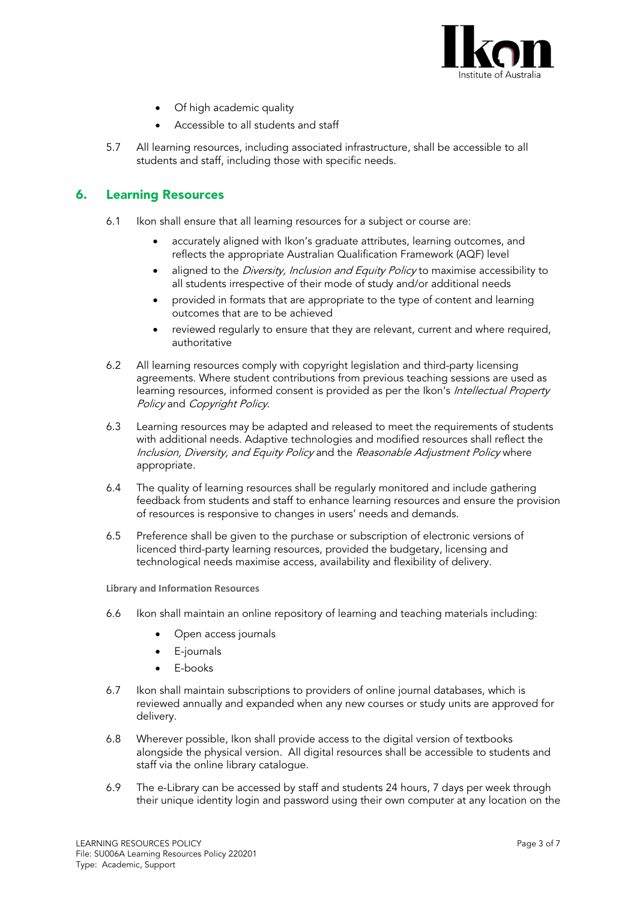- Of high academic quality
- Accessible to all students and staff

5.7 All learning resources, including associated infrastructure, shall be accessible to all students and staff, including those with specific needs.

## 6. Learning Resources

6.1 Ikon shall ensure that all learning resources for a subject or course are:

- accurately aligned with Ikon's graduate attributes, learning outcomes, and reflects the appropriate Australian Qualification Framework (AQF) level
- aligned to the *Diversity, Inclusion and Equity Policy* to maximise accessibility to all students irrespective of their mode of study and/or additional needs
- provided in formats that are appropriate to the type of content and learning outcomes that are to be achieved
- reviewed regularly to ensure that they are relevant, current and where required, authoritative

6.2 All learning resources comply with copyright legislation and third-party licensing agreements. Where student contributions from previous teaching sessions are used as learning resources, informed consent is provided as per the Ikon's *Intellectual Property Policy* and *Copyright Policy*.

6.3 Learning resources may be adapted and released to meet the requirements of students with additional needs. Adaptive technologies and modified resources shall reflect the *Inclusion, Diversity, and Equity Policy* and the *Reasonable Adjustment Policy* where appropriate.

6.4 The quality of learning resources shall be regularly monitored and include gathering feedback from students and staff to enhance learning resources and ensure the provision of resources is responsive to changes in users' needs and demands.

6.5 Preference shall be given to the purchase or subscription of electronic versions of licenced third-party learning resources, provided the budgetary, licensing and technological needs maximise access, availability and flexibility of delivery.

**Library and Information Resources**

6.6 Ikon shall maintain an online repository of learning and teaching materials including:

- Open access journals
- E-journals
- E-books

6.7 Ikon shall maintain subscriptions to providers of online journal databases, which is reviewed annually and expanded when any new courses or study units are approved for delivery.

6.8 Wherever possible, Ikon shall provide access to the digital version of textbooks alongside the physical version. All digital resources shall be accessible to students and staff via the online library catalogue.

6.9 The e-Library can be accessed by staff and students 24 hours, 7 days per week through their unique identity login and password using their own computer at any location on the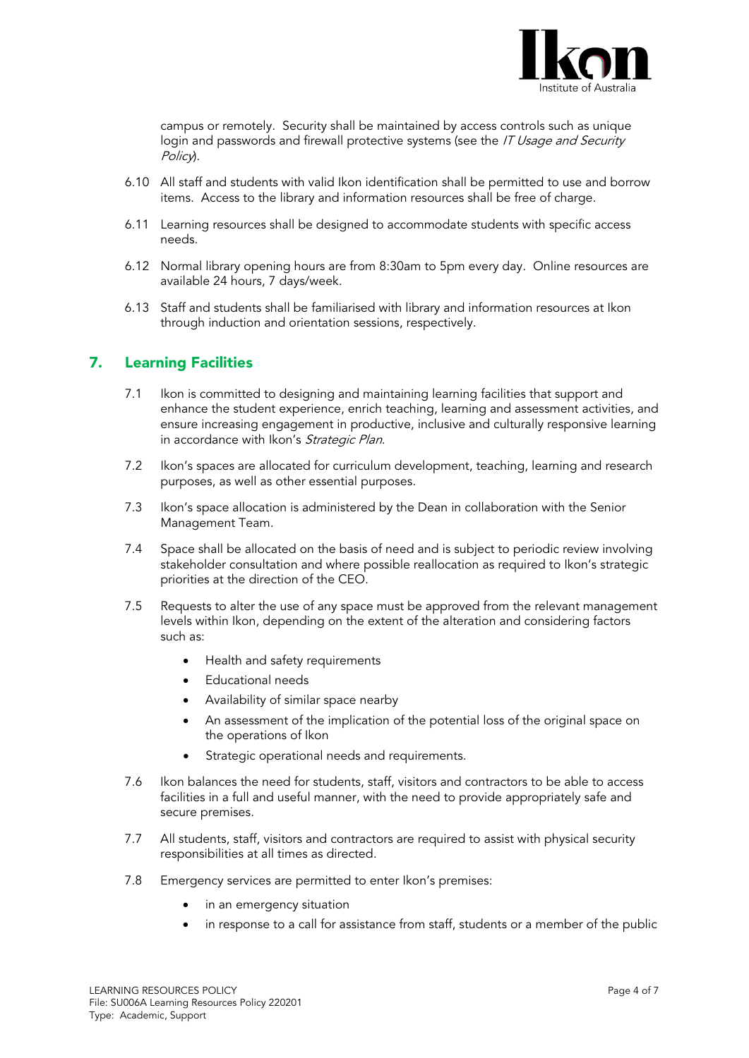campus or remotely. Security shall be maintained by access controls such as unique login and passwords and firewall protective systems (see the *IT Usage and Security Policy*).

6.10 All staff and students with valid Ikon identification shall be permitted to use and borrow items. Access to the library and information resources shall be free of charge.

6.11 Learning resources shall be designed to accommodate students with specific access needs.

6.12 Normal library opening hours are from 8:30am to 5pm every day. Online resources are available 24 hours, 7 days/week.

6.13 Staff and students shall be familiarised with library and information resources at Ikon through induction and orientation sessions, respectively.

## 7. Learning Facilities

7.1 Ikon is committed to designing and maintaining learning facilities that support and enhance the student experience, enrich teaching, learning and assessment activities, and ensure increasing engagement in productive, inclusive and culturally responsive learning in accordance with Ikon's *Strategic Plan*.

7.2 Ikon's spaces are allocated for curriculum development, teaching, learning and research purposes, as well as other essential purposes.

7.3 Ikon's space allocation is administered by the Dean in collaboration with the Senior Management Team.

7.4 Space shall be allocated on the basis of need and is subject to periodic review involving stakeholder consultation and where possible reallocation as required to Ikon's strategic priorities at the direction of the CEO.

7.5 Requests to alter the use of any space must be approved from the relevant management levels within Ikon, depending on the extent of the alteration and considering factors such as:

- Health and safety requirements
- Educational needs
- Availability of similar space nearby
- An assessment of the implication of the potential loss of the original space on the operations of Ikon
- Strategic operational needs and requirements.

7.6 Ikon balances the need for students, staff, visitors and contractors to be able to access facilities in a full and useful manner, with the need to provide appropriately safe and secure premises.

7.7 All students, staff, visitors and contractors are required to assist with physical security responsibilities at all times as directed.

7.8 Emergency services are permitted to enter Ikon's premises:

- in an emergency situation
- in response to a call for assistance from staff, students or a member of the public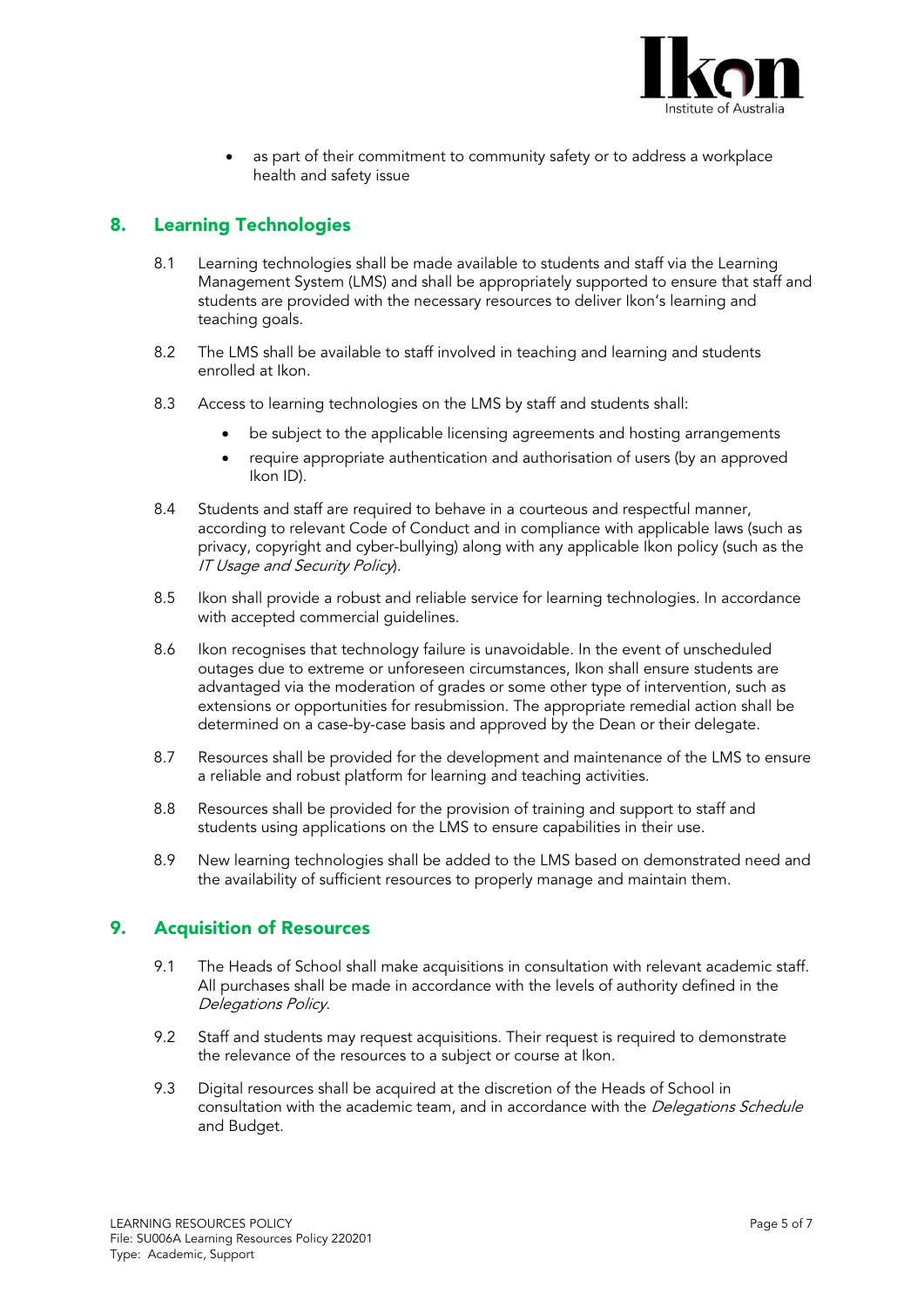- as part of their commitment to community safety or to address a workplace health and safety issue

## 8. Learning Technologies

8.1 Learning technologies shall be made available to students and staff via the Learning Management System (LMS) and shall be appropriately supported to ensure that staff and students are provided with the necessary resources to deliver Ikon's learning and teaching goals.

8.2 The LMS shall be available to staff involved in teaching and learning and students enrolled at Ikon.

8.3 Access to learning technologies on the LMS by staff and students shall:

- be subject to the applicable licensing agreements and hosting arrangements
- require appropriate authentication and authorisation of users (by an approved Ikon ID).

8.4 Students and staff are required to behave in a courteous and respectful manner, according to relevant Code of Conduct and in compliance with applicable laws (such as privacy, copyright and cyber-bullying) along with any applicable Ikon policy (such as the *IT Usage and Security Policy*).

8.5 Ikon shall provide a robust and reliable service for learning technologies. In accordance with accepted commercial guidelines.

8.6 Ikon recognises that technology failure is unavoidable. In the event of unscheduled outages due to extreme or unforeseen circumstances, Ikon shall ensure students are advantaged via the moderation of grades or some other type of intervention, such as extensions or opportunities for resubmission. The appropriate remedial action shall be determined on a case-by-case basis and approved by the Dean or their delegate.

8.7 Resources shall be provided for the development and maintenance of the LMS to ensure a reliable and robust platform for learning and teaching activities.

8.8 Resources shall be provided for the provision of training and support to staff and students using applications on the LMS to ensure capabilities in their use.

8.9 New learning technologies shall be added to the LMS based on demonstrated need and the availability of sufficient resources to properly manage and maintain them.

## 9. Acquisition of Resources

9.1 The Heads of School shall make acquisitions in consultation with relevant academic staff. All purchases shall be made in accordance with the levels of authority defined in the *Delegations Policy*.

9.2 Staff and students may request acquisitions. Their request is required to demonstrate the relevance of the resources to a subject or course at Ikon.

9.3 Digital resources shall be acquired at the discretion of the Heads of School in consultation with the academic team, and in accordance with the *Delegations Schedule* and Budget.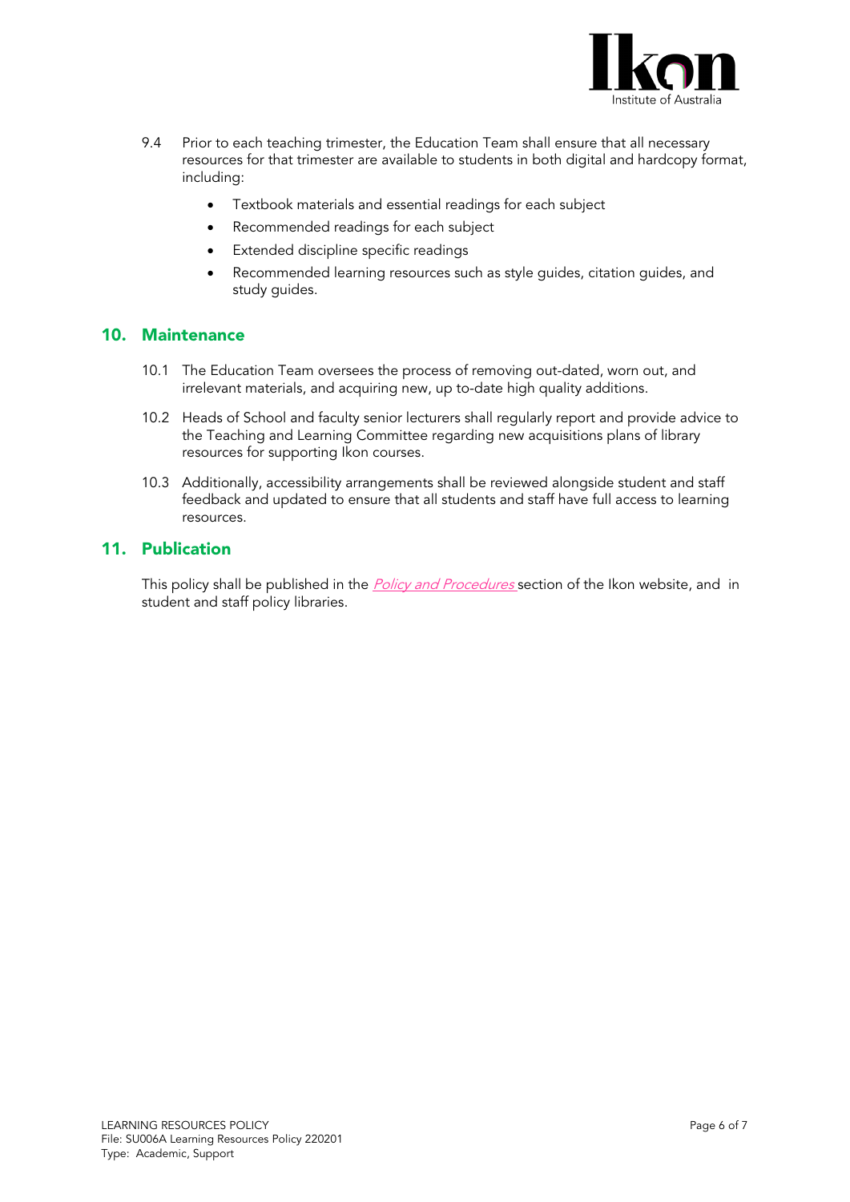9.4 Prior to each teaching trimester, the Education Team shall ensure that all necessary resources for that trimester are available to students in both digital and hardcopy format, including:

- Textbook materials and essential readings for each subject
- Recommended readings for each subject
- Extended discipline specific readings
- Recommended learning resources such as style guides, citation guides, and study guides.

## 10. Maintenance

10.1 The Education Team oversees the process of removing out-dated, worn out, and irrelevant materials, and acquiring new, up to-date high quality additions.

10.2 Heads of School and faculty senior lecturers shall regularly report and provide advice to the Teaching and Learning Committee regarding new acquisitions plans of library resources for supporting Ikon courses.

10.3 Additionally, accessibility arrangements shall be reviewed alongside student and staff feedback and updated to ensure that all students and staff have full access to learning resources.

## 11. Publication

This policy shall be published in the *Policy and Procedures* section of the Ikon website, and in student and staff policy libraries.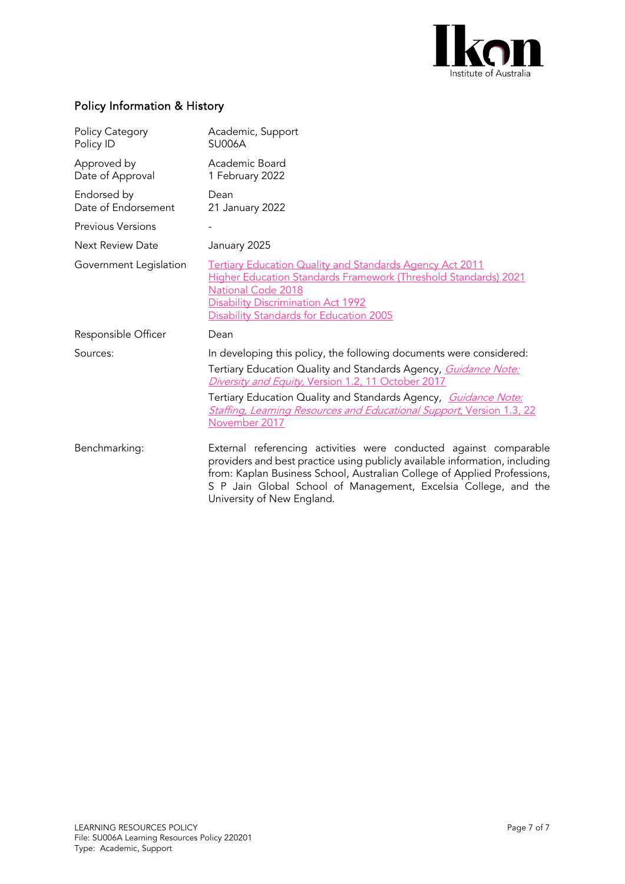## Policy Information & History

| | |
|---|---|
| Policy Category<br>Policy ID | Academic, Support<br>SU006A |
| Approved by<br>Date of Approval | Academic Board<br>1 February 2022 |
| Endorsed by<br>Date of Endorsement | Dean<br>21 January 2022 |
| Previous Versions | - |
| Next Review Date | January 2025 |
| Government Legislation | Tertiary Education Quality and Standards Agency Act 2011<br>Higher Education Standards Framework (Threshold Standards) 2021<br>National Code 2018<br>Disability Discrimination Act 1992<br>Disability Standards for Education 2005 |
| Responsible Officer | Dean |
| Sources: | In developing this policy, the following documents were considered:<br>Tertiary Education Quality and Standards Agency, *Guidance Note: Diversity and Equity*, Version 1.2, 11 October 2017<br>Tertiary Education Quality and Standards Agency, *Guidance Note: Staffing, Learning Resources and Educational Support*, Version 1.3, 22 November 2017 |
| Benchmarking: | External referencing activities were conducted against comparable providers and best practice using publicly available information, including from: Kaplan Business School, Australian College of Applied Professions, S P Jain Global School of Management, Excelsia College, and the University of New England. |